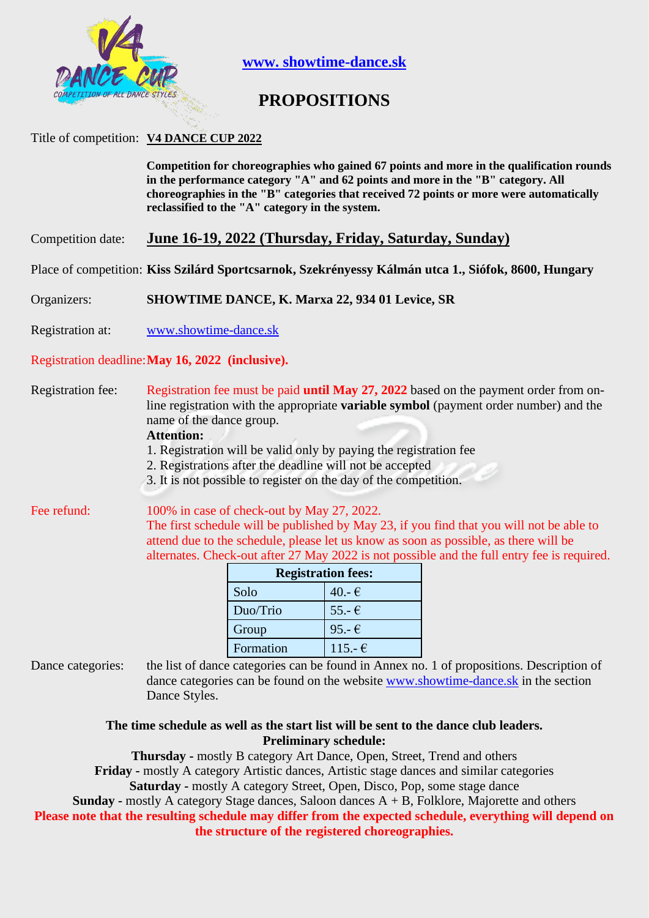[www. showtime-dance.sk](http://www.showtime-dance.sk)

# PROPOSITIONS

Title of competition: **V4 DANCE CUP 2022**

**Competition for choreographies who gained 67 points and more in the qualification rounds in the performance category "A" and 62 points and more in the "B" category. All choreographies in the "B" categories that received 72 points or more were automatically reclassified to the "A" category in the system.**

Competition date: **June 16-19, 2022 (Thursday, Friday, Saturday, Sunday)**

Place of competition: **Kiss Szilárd Sportcsarnok, Szekrényessy Kálmán utca 1., Siófok, 8600, Hungary**

Organizers: **SHOWTIME DANCE, K. Marxa 22, 934 01 Levice, SR**

Registration at: [www.showtime-dance.sk](http://www.showtime-dance.sk)

Registration deadline: **May 16, 2022 (inclusive).**

Registration fee: Registration fee must be paid **until May 27, 2022** based on the payment order from on-line registration with the appropriate **variable symbol** (payment order number) and the name of the dance group.

**Attention:**

1. Registration will be valid only by paying the registration fee
2. Registrations after the deadline will not be accepted
3. It is not possible to register on the day of the competition.

Fee refund: 100% in case of check-out by May 27, 2022.
The first schedule will be published by May 23, if you find that you will not be able to attend due to the schedule, please let us know as soon as possible, as there will be alternates. Check-out after 27 May 2022 is not possible and the full entry fee is required.

| Registration fees: | |
|---|---|
| Solo | 40.- € |
| Duo/Trio | 55.- € |
| Group | 95.- € |
| Formation | 115.- € |

Dance categories: the list of dance categories can be found in Annex no. 1 of propositions. Description of dance categories can be found on the website [www.showtime-dance.sk](http://www.showtime-dance.sk) in the section Dance Styles.

**The time schedule as well as the start list will be sent to the dance club leaders.**

**Preliminary schedule:**

**Thursday -** mostly B category Art Dance, Open, Street, Trend and others
**Friday -** mostly A category Artistic dances, Artistic stage dances and similar categories
**Saturday -** mostly A category Street, Open, Disco, Pop, some stage dance
**Sunday -** mostly A category Stage dances, Saloon dances A + B, Folklore, Majorette and others

**Please note that the resulting schedule may differ from the expected schedule, everything will depend on the structure of the registered choreographies.**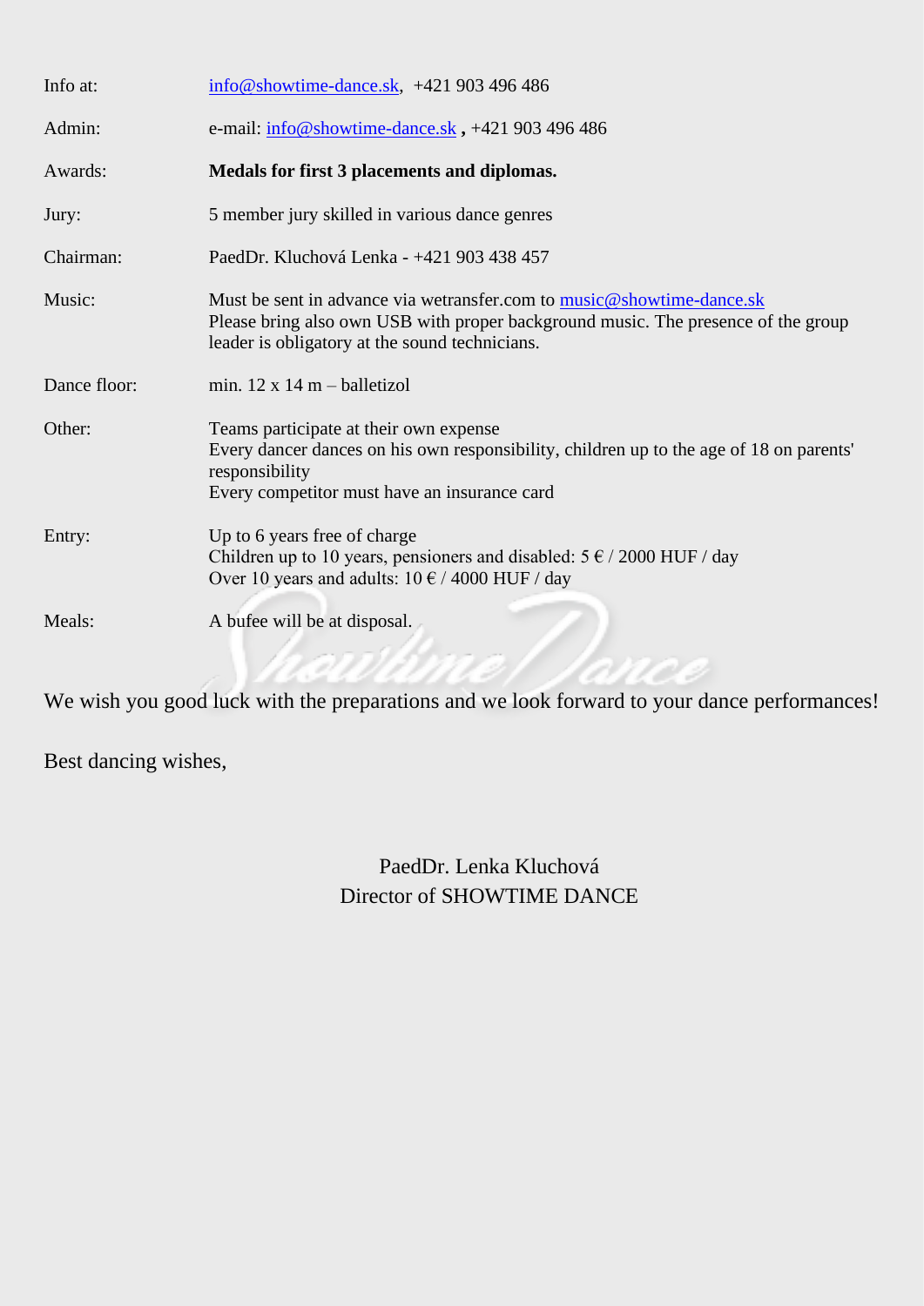| | |
|---|---|
| Info at: | info@showtime-dance.sk, +421 903 496 486 |
| Admin: | e-mail: info@showtime-dance.sk , +421 903 496 486 |
| Awards: | **Medals for first 3 placements and diplomas.** |
| Jury: | 5 member jury skilled in various dance genres |
| Chairman: | PaedDr. Kluchová Lenka - +421 903 438 457 |
| Music: | Must be sent in advance via wetransfer.com to music@showtime-dance.sk<br>Please bring also own USB with proper background music. The presence of the group leader is obligatory at the sound technicians. |
| Dance floor: | min. 12 x 14 m – balletizol |
| Other: | Teams participate at their own expense<br>Every dancer dances on his own responsibility, children up to the age of 18 on parents' responsibility<br>Every competitor must have an insurance card |
| Entry: | Up to 6 years free of charge<br>Children up to 10 years, pensioners and disabled: 5 € / 2000 HUF / day<br>Over 10 years and adults: 10 € / 4000 HUF / day |
| Meals: | A bufee will be at disposal. |

We wish you good luck with the preparations and we look forward to your dance performances!

Best dancing wishes,

PaedDr. Lenka Kluchová
Director of SHOWTIME DANCE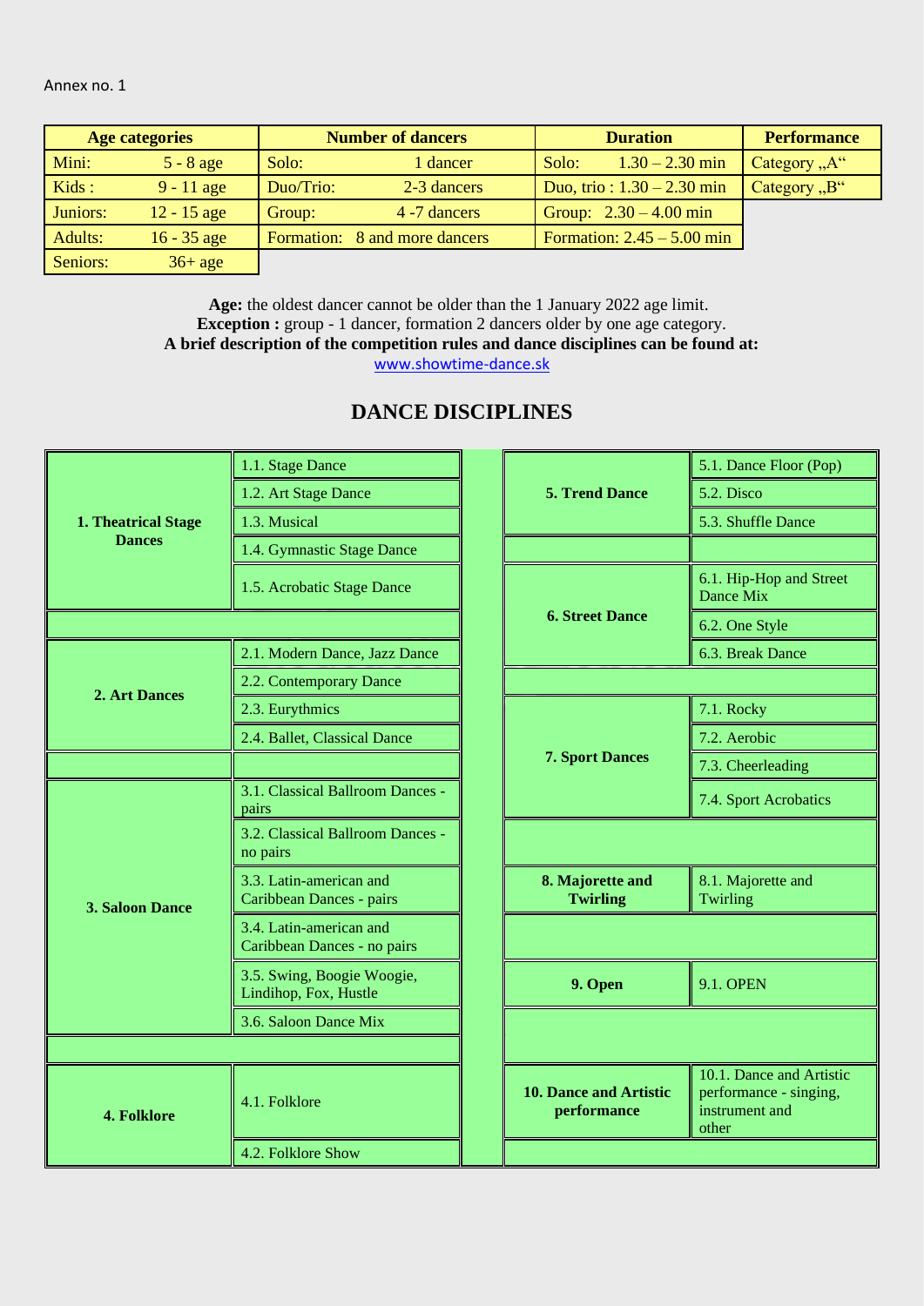Annex no. 1

| Age categories | | Number of dancers | | Duration | Performance |
|---|---|---|---|---|---|
| Mini: | 5 - 8 age | Solo: | 1 dancer | Solo: 1.30 – 2.30 min | Category „A“ |
| Kids : | 9 - 11 age | Duo/Trio: | 2-3 dancers | Duo, trio : 1.30 – 2.30 min | Category „B“ |
| Juniors: | 12 - 15 age | Group: | 4 -7 dancers | Group: 2.30 – 4.00 min | |
| Adults: | 16 - 35 age | Formation: | 8 and more dancers | Formation: 2.45 – 5.00 min | |
| Seniors: | 36+ age | | | | |

**Age:** the oldest dancer cannot be older than the 1 January 2022 age limit.
**Exception :** group - 1 dancer, formation 2 dancers older by one age category.
**A brief description of the competition rules and dance disciplines can be found at:**
www.showtime-dance.sk

## DANCE DISCIPLINES

| | |
|---|---|
| **1. Theatrical Stage Dances** | 1.1. Stage Dance |
| | 1.2. Art Stage Dance |
| | 1.3. Musical |
| | 1.4. Gymnastic Stage Dance |
| | 1.5. Acrobatic Stage Dance |
| **2. Art Dances** | 2.1. Modern Dance, Jazz Dance |
| | 2.2. Contemporary Dance |
| | 2.3. Eurythmics |
| | 2.4. Ballet, Classical Dance |
| **3. Saloon Dance** | 3.1. Classical Ballroom Dances - pairs |
| | 3.2. Classical Ballroom Dances - no pairs |
| | 3.3. Latin-american and Caribbean Dances - pairs |
| | 3.4. Latin-american and Caribbean Dances - no pairs |
| | 3.5. Swing, Boogie Woogie, Lindihop, Fox, Hustle |
| | 3.6. Saloon Dance Mix |
| **4. Folklore** | 4.1. Folklore |
| | 4.2. Folklore Show |
| **5. Trend Dance** | 5.1. Dance Floor (Pop) |
| | 5.2. Disco |
| | 5.3. Shuffle Dance |
| **6. Street Dance** | 6.1. Hip-Hop and Street Dance Mix |
| | 6.2. One Style |
| | 6.3. Break Dance |
| **7. Sport Dances** | 7.1. Rocky |
| | 7.2. Aerobic |
| | 7.3. Cheerleading |
| | 7.4. Sport Acrobatics |
| **8. Majorette and Twirling** | 8.1. Majorette and Twirling |
| **9. Open** | 9.1. OPEN |
| **10. Dance and Artistic performance** | 10.1. Dance and Artistic performance - singing, instrument and other |